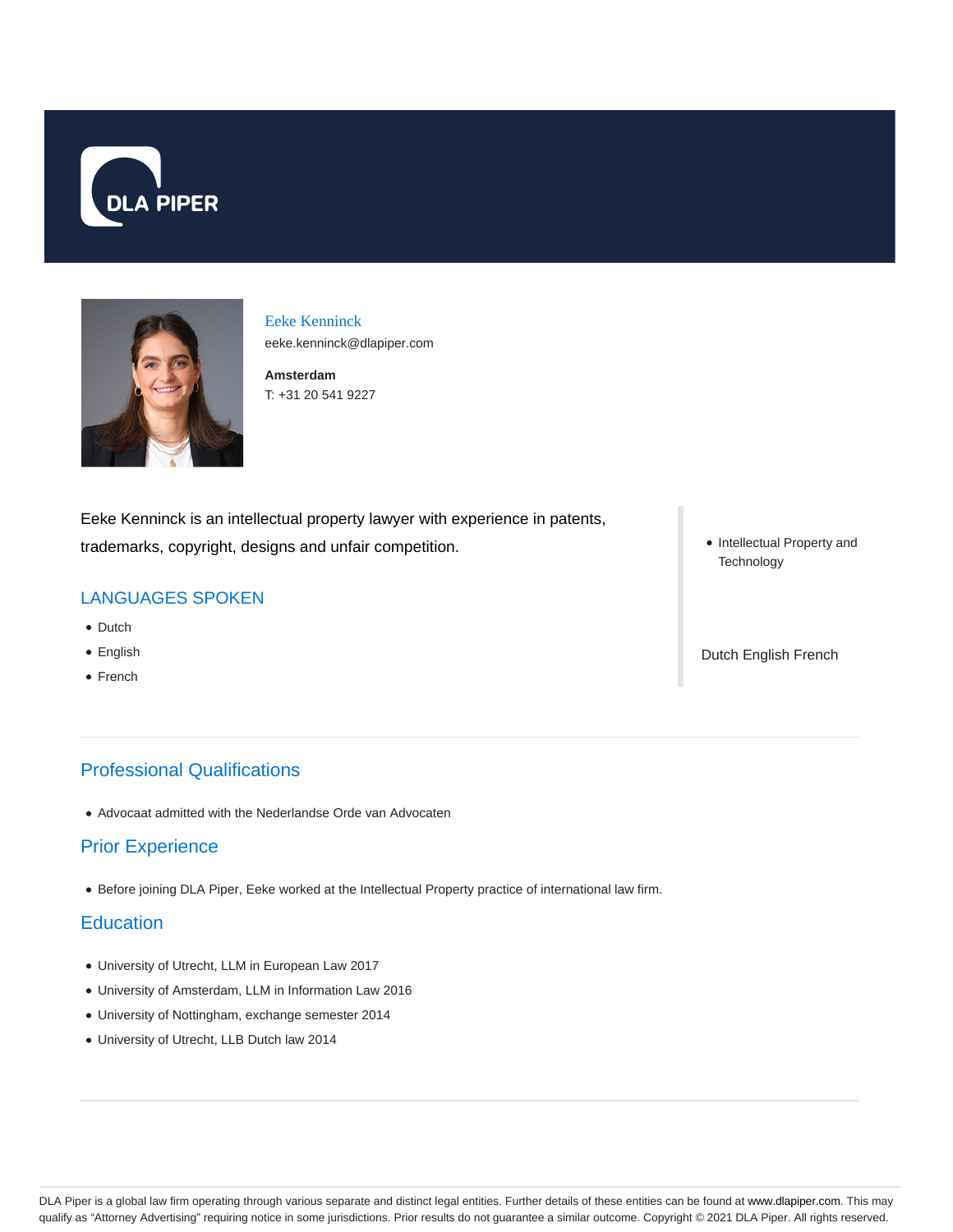# Eeke Kenninck

eeke.kenninck@dlapiper.com

**Amsterdam**

T: +31 20 541 9227

Eeke Kenninck is an intellectual property lawyer with experience in patents, trademarks, copyright, designs and unfair competition.

- Intellectual Property and Technology

Dutch English French

## LANGUAGES SPOKEN

- Dutch
- English
- French

## Professional Qualifications

- Advocaat admitted with the Nederlandse Orde van Advocaten

## Prior Experience

- Before joining DLA Piper, Eeke worked at the Intellectual Property practice of international law firm.

## Education

- University of Utrecht, LLM in European Law 2017
- University of Amsterdam, LLM in Information Law 2016
- University of Nottingham, exchange semester 2014
- University of Utrecht, LLB Dutch law 2014

DLA Piper is a global law firm operating through various separate and distinct legal entities. Further details of these entities can be found at www.dlapiper.com. This may qualify as "Attorney Advertising" requiring notice in some jurisdictions. Prior results do not guarantee a similar outcome. Copyright © 2021 DLA Piper. All rights reserved.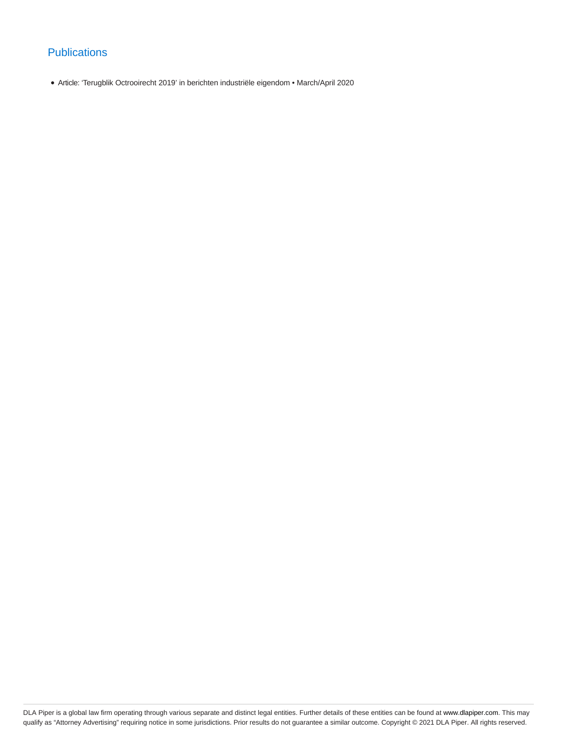## Publications

- Article: ‘Terugblik Octrooirecht 2019’ in berichten industriële eigendom • March/April 2020